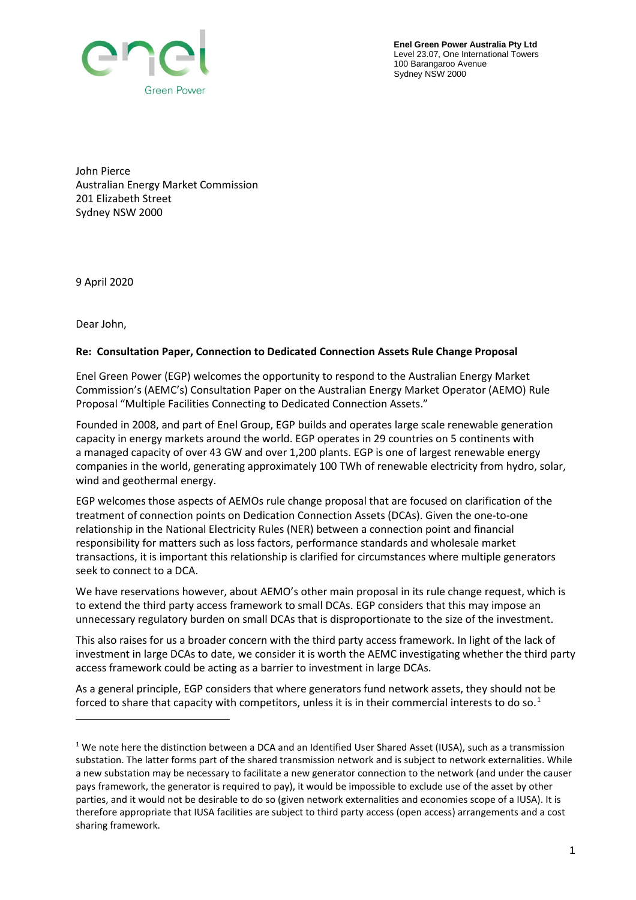enel
Green Power

**Enel Green Power Australia Pty Ltd**
Level 23.07, One International Towers
100 Barangaroo Avenue
Sydney NSW 2000

John Pierce
Australian Energy Market Commission
201 Elizabeth Street
Sydney NSW 2000

9 April 2020

Dear John,

**Re: Consultation Paper, Connection to Dedicated Connection Assets Rule Change Proposal**

Enel Green Power (EGP) welcomes the opportunity to respond to the Australian Energy Market Commission's (AEMC's) Consultation Paper on the Australian Energy Market Operator (AEMO) Rule Proposal "Multiple Facilities Connecting to Dedicated Connection Assets."

Founded in 2008, and part of Enel Group, EGP builds and operates large scale renewable generation capacity in energy markets around the world. EGP operates in 29 countries on 5 continents with a managed capacity of over 43 GW and over 1,200 plants. EGP is one of largest renewable energy companies in the world, generating approximately 100 TWh of renewable electricity from hydro, solar, wind and geothermal energy.

EGP welcomes those aspects of AEMOs rule change proposal that are focused on clarification of the treatment of connection points on Dedication Connection Assets (DCAs). Given the one-to-one relationship in the National Electricity Rules (NER) between a connection point and financial responsibility for matters such as loss factors, performance standards and wholesale market transactions, it is important this relationship is clarified for circumstances where multiple generators seek to connect to a DCA.

We have reservations however, about AEMO's other main proposal in its rule change request, which is to extend the third party access framework to small DCAs. EGP considers that this may impose an unnecessary regulatory burden on small DCAs that is disproportionate to the size of the investment.

This also raises for us a broader concern with the third party access framework. In light of the lack of investment in large DCAs to date, we consider it is worth the AEMC investigating whether the third party access framework could be acting as a barrier to investment in large DCAs.

As a general principle, EGP considers that where generators fund network assets, they should not be forced to share that capacity with competitors, unless it is in their commercial interests to do so.[1]

[1] We note here the distinction between a DCA and an Identified User Shared Asset (IUSA), such as a transmission substation. The latter forms part of the shared transmission network and is subject to network externalities. While a new substation may be necessary to facilitate a new generator connection to the network (and under the causer pays framework, the generator is required to pay), it would be impossible to exclude use of the asset by other parties, and it would not be desirable to do so (given network externalities and economies scope of a IUSA). It is therefore appropriate that IUSA facilities are subject to third party access (open access) arrangements and a cost sharing framework.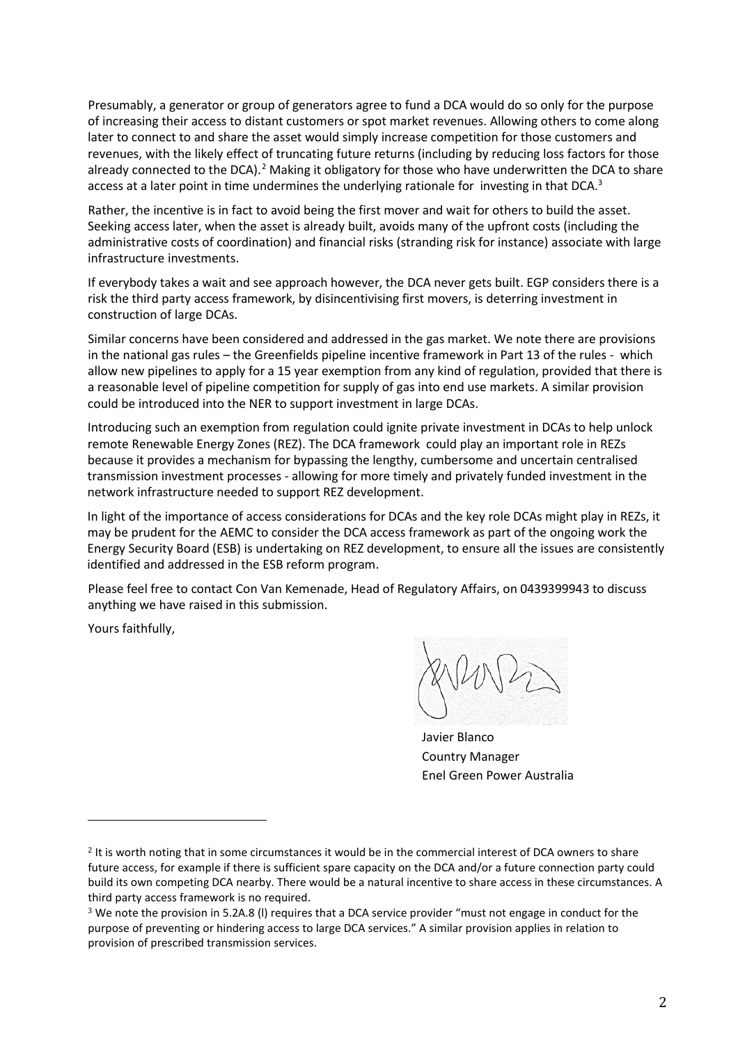Presumably, a generator or group of generators agree to fund a DCA would do so only for the purpose of increasing their access to distant customers or spot market revenues. Allowing others to come along later to connect to and share the asset would simply increase competition for those customers and revenues, with the likely effect of truncating future returns (including by reducing loss factors for those already connected to the DCA).[2] Making it obligatory for those who have underwritten the DCA to share access at a later point in time undermines the underlying rationale for investing in that DCA.[3]

Rather, the incentive is in fact to avoid being the first mover and wait for others to build the asset. Seeking access later, when the asset is already built, avoids many of the upfront costs (including the administrative costs of coordination) and financial risks (stranding risk for instance) associate with large infrastructure investments.

If everybody takes a wait and see approach however, the DCA never gets built. EGP considers there is a risk the third party access framework, by disincentivising first movers, is deterring investment in construction of large DCAs.

Similar concerns have been considered and addressed in the gas market. We note there are provisions in the national gas rules – the Greenfields pipeline incentive framework in Part 13 of the rules - which allow new pipelines to apply for a 15 year exemption from any kind of regulation, provided that there is a reasonable level of pipeline competition for supply of gas into end use markets. A similar provision could be introduced into the NER to support investment in large DCAs.

Introducing such an exemption from regulation could ignite private investment in DCAs to help unlock remote Renewable Energy Zones (REZ). The DCA framework could play an important role in REZs because it provides a mechanism for bypassing the lengthy, cumbersome and uncertain centralised transmission investment processes - allowing for more timely and privately funded investment in the network infrastructure needed to support REZ development.

In light of the importance of access considerations for DCAs and the key role DCAs might play in REZs, it may be prudent for the AEMC to consider the DCA access framework as part of the ongoing work the Energy Security Board (ESB) is undertaking on REZ development, to ensure all the issues are consistently identified and addressed in the ESB reform program.

Please feel free to contact Con Van Kemenade, Head of Regulatory Affairs, on 0439399943 to discuss anything we have raised in this submission.

Yours faithfully,

Javier Blanco
Country Manager
Enel Green Power Australia

---

[2] It is worth noting that in some circumstances it would be in the commercial interest of DCA owners to share future access, for example if there is sufficient spare capacity on the DCA and/or a future connection party could build its own competing DCA nearby. There would be a natural incentive to share access in these circumstances. A third party access framework is no required.

[3] We note the provision in 5.2A.8 (l) requires that a DCA service provider "must not engage in conduct for the purpose of preventing or hindering access to large DCA services." A similar provision applies in relation to provision of prescribed transmission services.